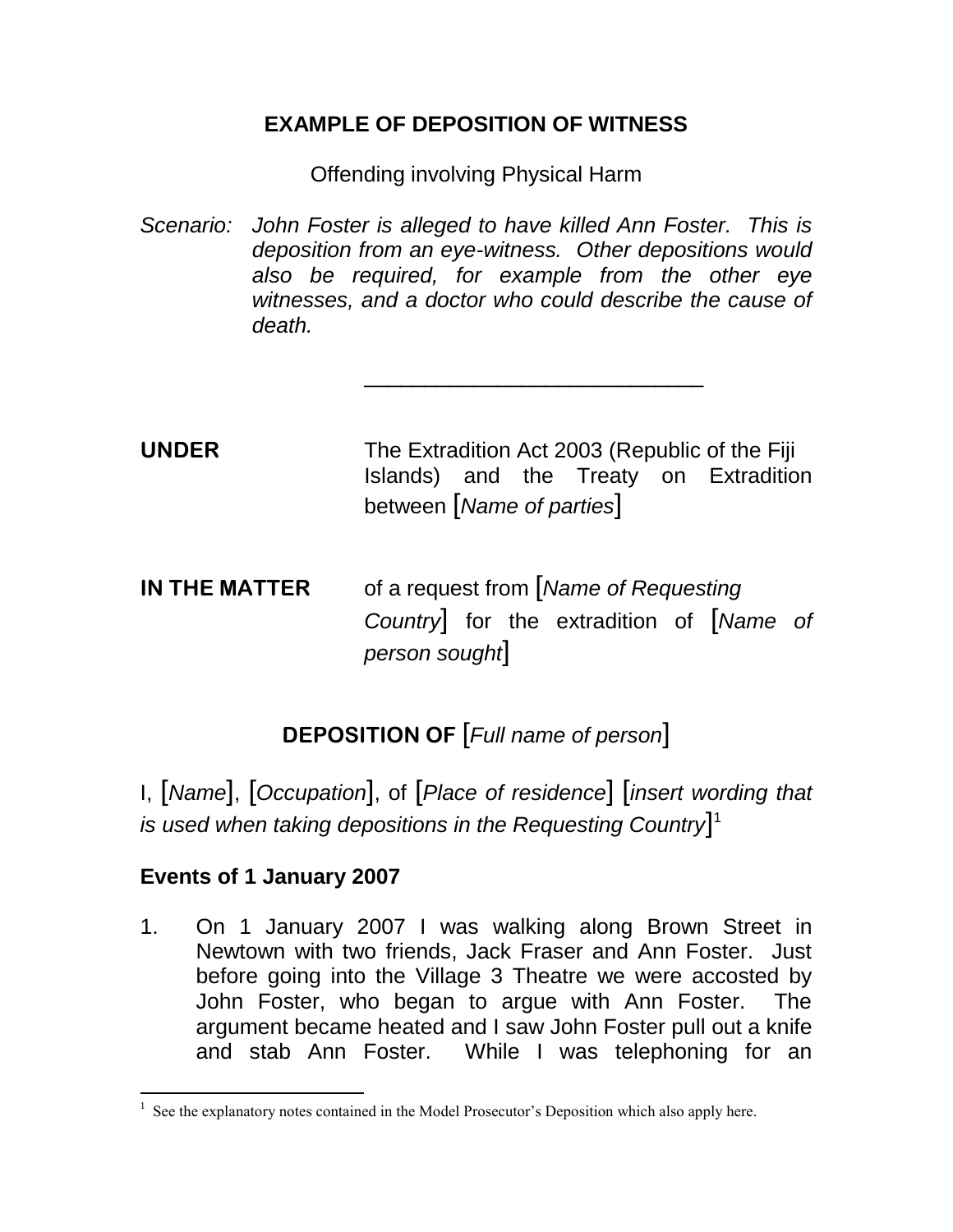# EXAMPLE OF DEPOSITION OF WITNESS

Offending involving Physical Harm

*Scenario: John Foster is alleged to have killed Ann Foster. This is deposition from an eye-witness. Other depositions would also be required, for example from the other eye witnesses, and a doctor who could describe the cause of death.*

---

**UNDER** The Extradition Act 2003 (Republic of the Fiji Islands) and the Treaty on Extradition between [*Name of parties*]

**IN THE MATTER** of a request from [*Name of Requesting Country*] for the extradition of [*Name of person sought*]

## DEPOSITION OF [*Full name of person*]

I, [*Name*], [*Occupation*], of [*Place of residence*] [*insert wording that is used when taking depositions in the Requesting Country*][1]

### Events of 1 January 2007

1. On 1 January 2007 I was walking along Brown Street in Newtown with two friends, Jack Fraser and Ann Foster. Just before going into the Village 3 Theatre we were accosted by John Foster, who began to argue with Ann Foster. The argument became heated and I saw John Foster pull out a knife and stab Ann Foster. While I was telephoning for an

---

[1] See the explanatory notes contained in the Model Prosecutor's Deposition which also apply here.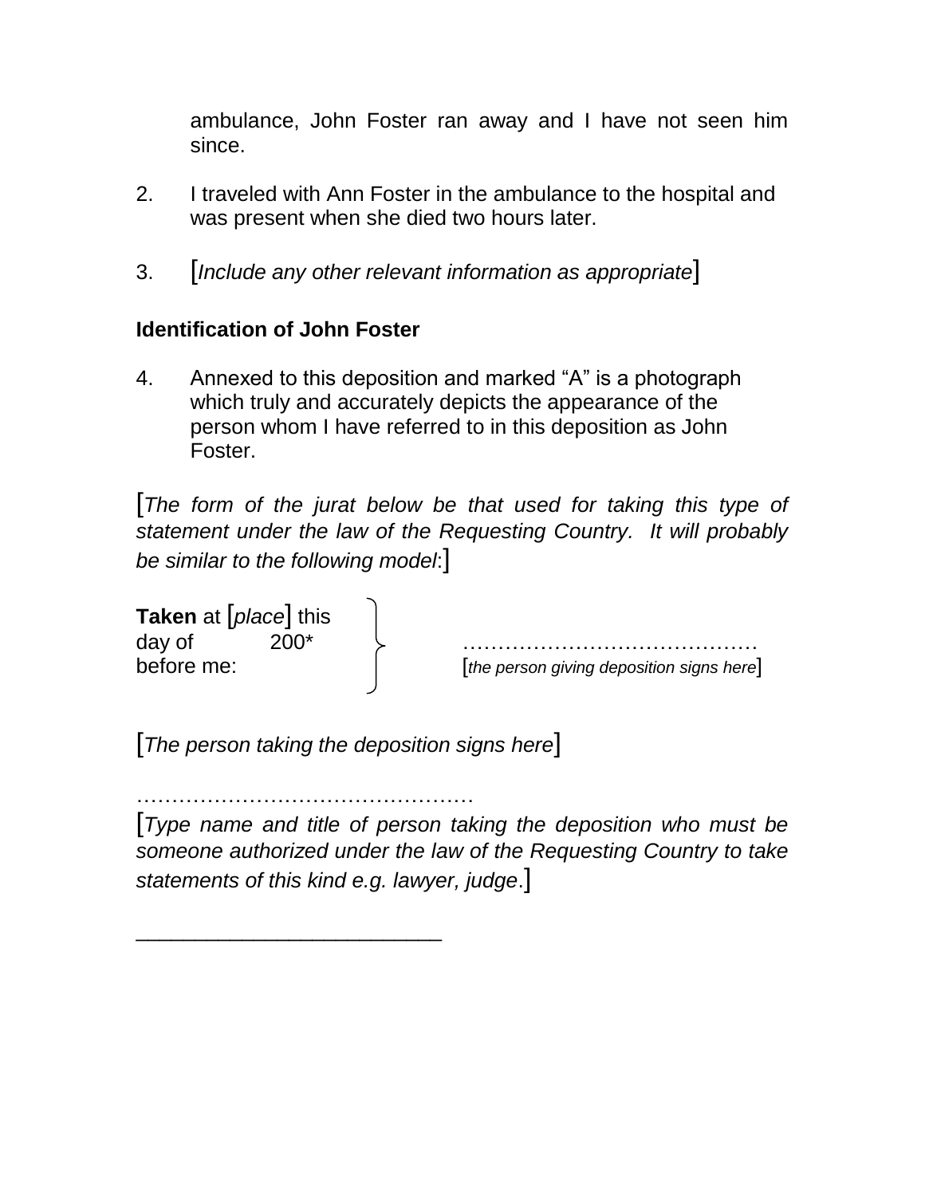ambulance, John Foster ran away and I have not seen him since.

2. I traveled with Ann Foster in the ambulance to the hospital and was present when she died two hours later.

3. [*Include any other relevant information as appropriate*]

**Identification of John Foster**

4. Annexed to this deposition and marked "A" is a photograph which truly and accurately depicts the appearance of the person whom I have referred to in this deposition as John Foster.

[*The form of the jurat below be that used for taking this type of statement under the law of the Requesting Country. It will probably be similar to the following model*:]

**Taken** at [*place*] this
day of 200*
before me:

……………………………………
[*the person giving deposition signs here*]

[*The person taking the deposition signs here*]

…………………………………………
[*Type name and title of person taking the deposition who must be someone authorized under the law of the Requesting Country to take statements of this kind e.g. lawyer, judge*.]

_________________________